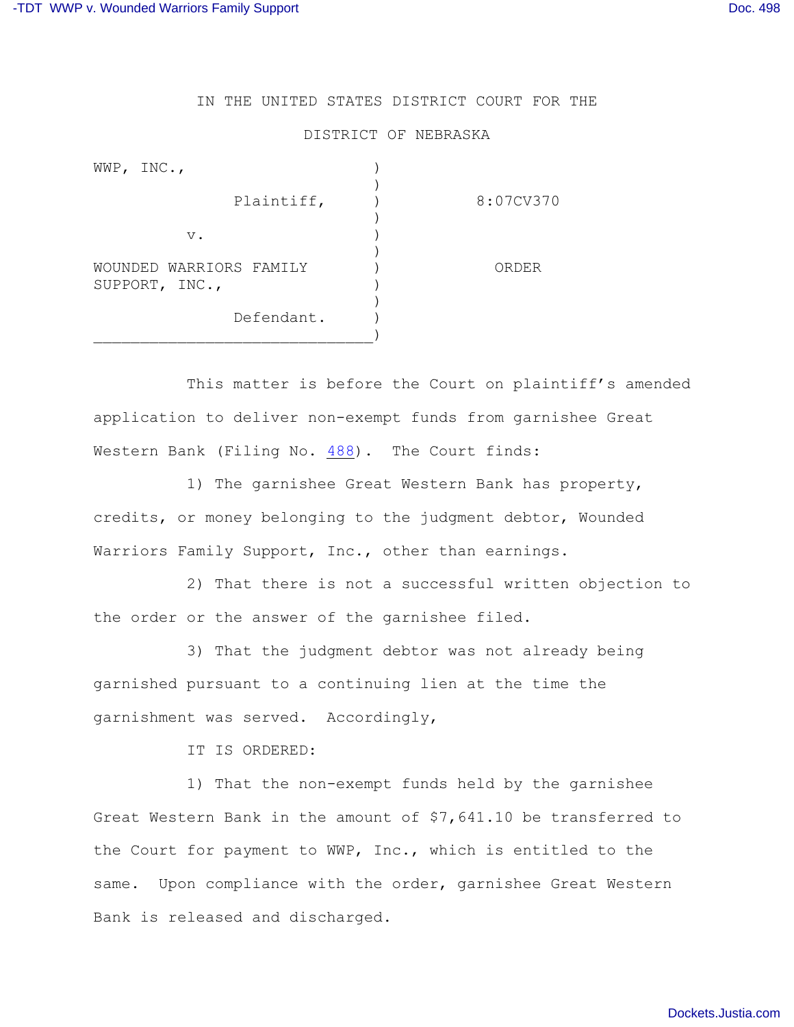IN THE UNITED STATES DISTRICT COURT FOR THE

DISTRICT OF NEBRASKA

| | | |
|---|---|---|
| WWP, INC., | ) | |
| Plaintiff, | ) | 8:07CV370 |
| v. | ) | |
| WOUNDED WARRIORS FAMILY SUPPORT, INC., | ) | ORDER |
| Defendant. | ) | |

This matter is before the Court on plaintiff's amended application to deliver non-exempt funds from garnishee Great Western Bank (Filing No. 488). The Court finds:

1) The garnishee Great Western Bank has property, credits, or money belonging to the judgment debtor, Wounded Warriors Family Support, Inc., other than earnings.

2) That there is not a successful written objection to the order or the answer of the garnishee filed.

3) That the judgment debtor was not already being garnished pursuant to a continuing lien at the time the garnishment was served. Accordingly,

IT IS ORDERED:

1) That the non-exempt funds held by the garnishee Great Western Bank in the amount of $7,641.10 be transferred to the Court for payment to WWP, Inc., which is entitled to the same. Upon compliance with the order, garnishee Great Western Bank is released and discharged.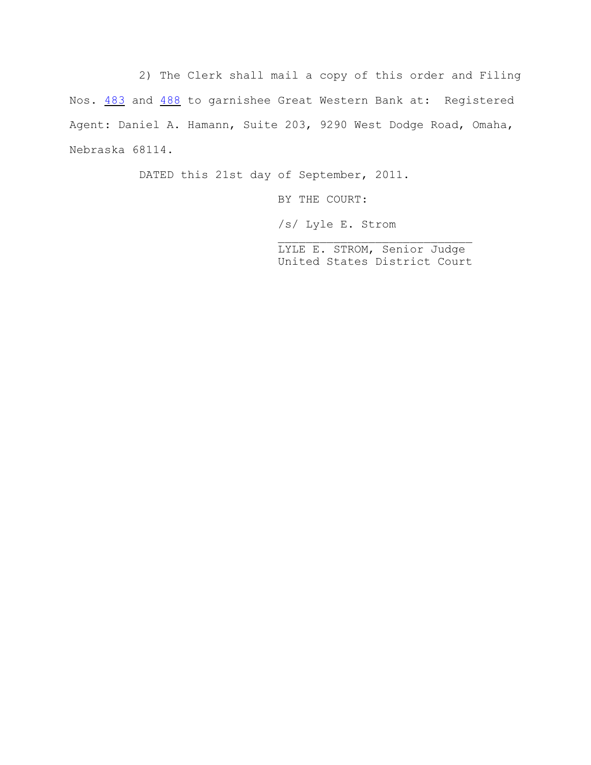2) The Clerk shall mail a copy of this order and Filing Nos. 483 and 488 to garnishee Great Western Bank at: Registered Agent: Daniel A. Hamann, Suite 203, 9290 West Dodge Road, Omaha, Nebraska 68114.

DATED this 21st day of September, 2011.

BY THE COURT:

/s/ Lyle E. Strom

______________________________

LYLE E. STROM, Senior Judge
United States District Court